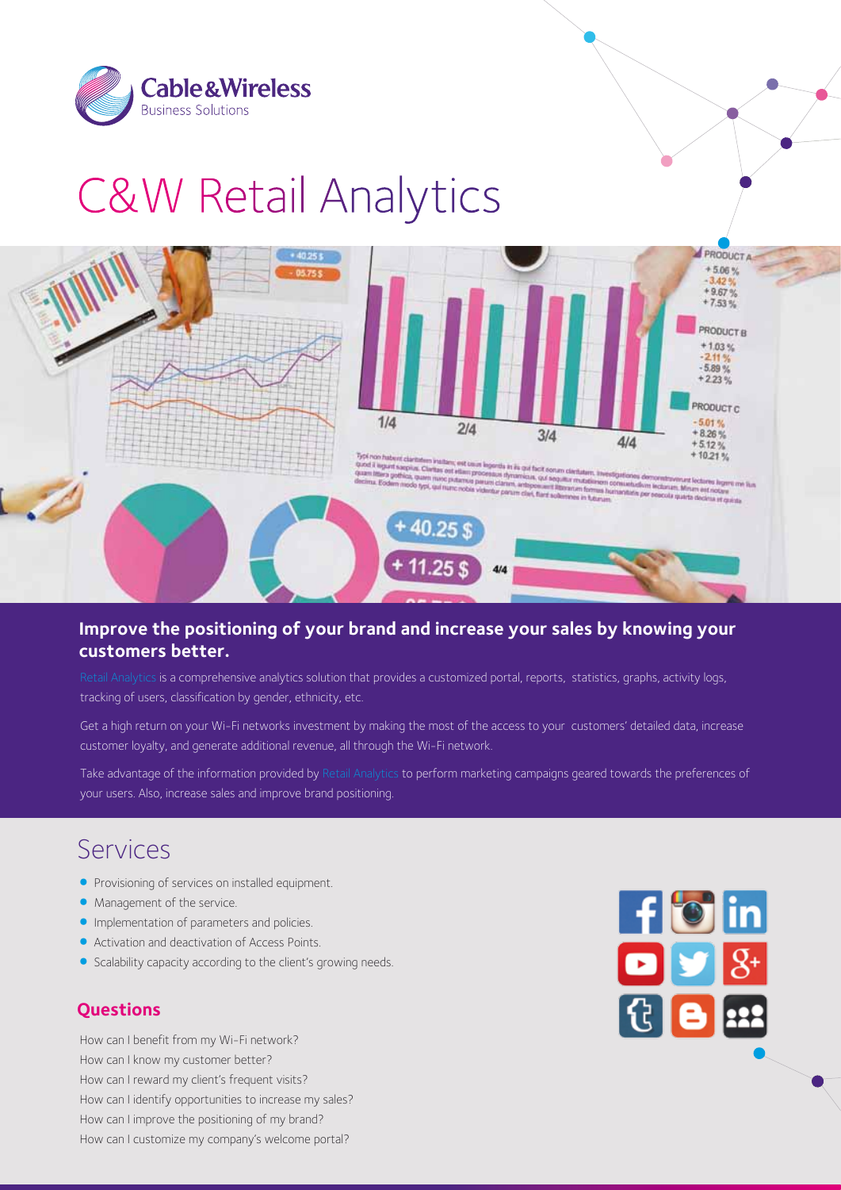# C&W Retail Analytics

## Improve the positioning of your brand and increase your sales by knowing your customers better.

Retail Analytics is a comprehensive analytics solution that provides a customized portal, reports, statistics, graphs, activity logs, tracking of users, classification by gender, ethnicity, etc.

Get a high return on your Wi-Fi networks investment by making the most of the access to your customers' detailed data, increase customer loyalty, and generate additional revenue, all through the Wi-Fi network.

Take advantage of the information provided by Retail Analytics to perform marketing campaigns geared towards the preferences of your users. Also, increase sales and improve brand positioning.

## Services

- Provisioning of services on installed equipment.
- Management of the service.
- Implementation of parameters and policies.
- Activation and deactivation of Access Points.
- Scalability capacity according to the client's growing needs.

### Questions

How can I benefit from my Wi-Fi network?
How can I know my customer better?
How can I reward my client's frequent visits?
How can I identify opportunities to increase my sales?
How can I improve the positioning of my brand?
How can I customize my company's welcome portal?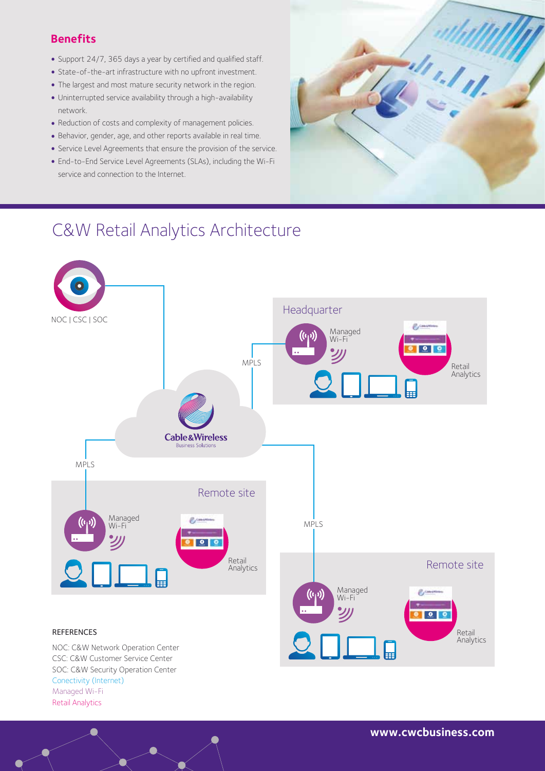## Benefits

- Support 24/7, 365 days a year by certified and qualified staff.
- State-of-the-art infrastructure with no upfront investment.
- The largest and most mature security network in the region.
- Uninterrupted service availability through a high-availability network.
- Reduction of costs and complexity of management policies.
- Behavior, gender, age, and other reports available in real time.
- Service Level Agreements that ensure the provision of the service.
- End-to-End Service Level Agreements (SLAs), including the Wi-Fi service and connection to the Internet.

# C&W Retail Analytics Architecture

NOC | CSC | SOC

Cable&Wireless
Business Solutions

MPLS

Headquarter

Managed Wi-Fi

Retail Analytics

MPLS

Remote site

Managed Wi-Fi

Retail Analytics

MPLS

Remote site

Managed Wi-Fi

Retail Analytics

REFERENCES

NOC: C&W Network Operation Center
CSC: C&W Customer Service Center
SOC: C&W Security Operation Center
Conectivity (Internet)
Managed Wi-Fi
Retail Analytics

**www.cwcbusiness.com**